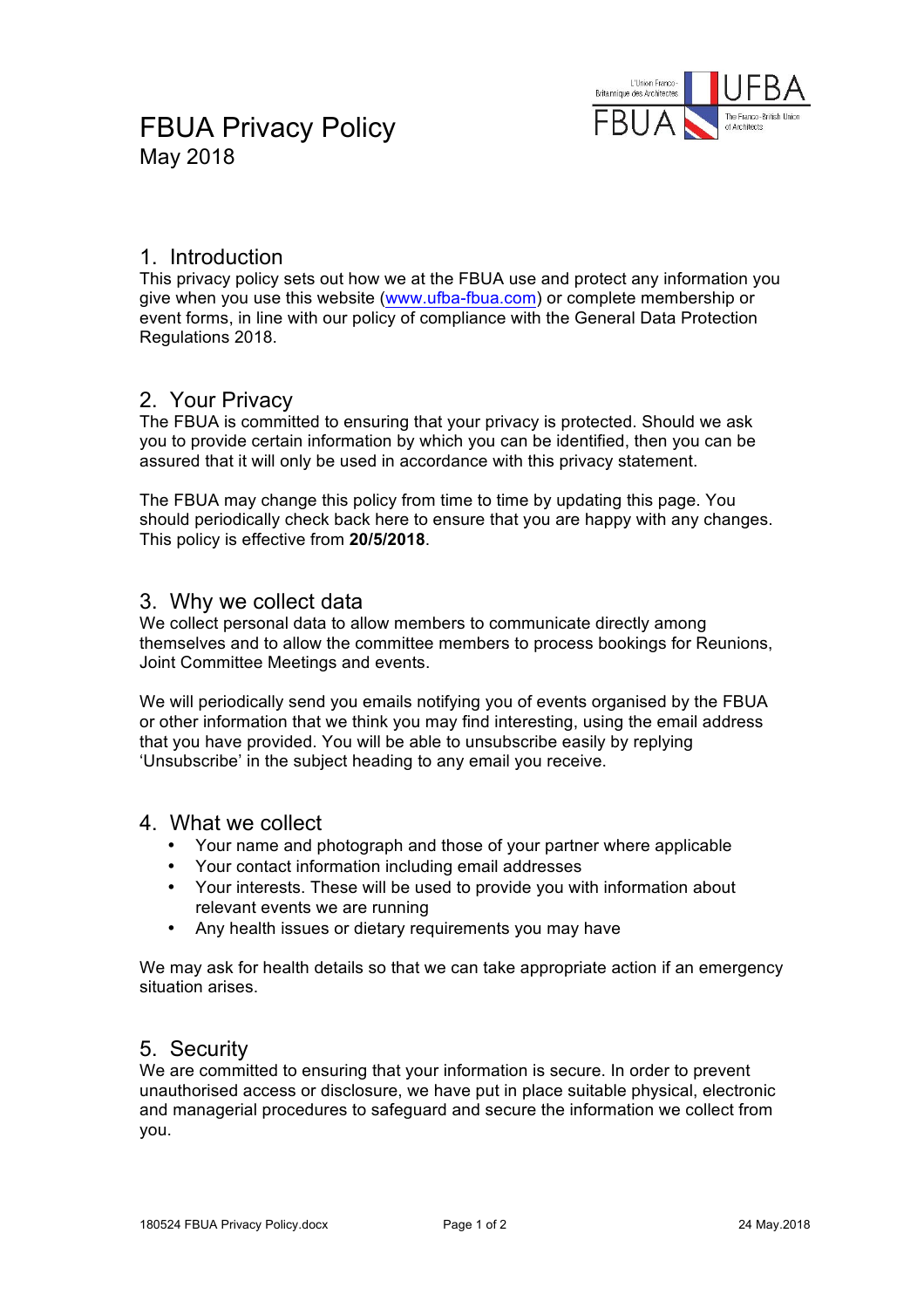# FBUA Privacy Policy

May 2018

## 1. Introduction

This privacy policy sets out how we at the FBUA use and protect any information you give when you use this website (www.ufba-fbua.com) or complete membership or event forms, in line with our policy of compliance with the General Data Protection Regulations 2018.

## 2. Your Privacy

The FBUA is committed to ensuring that your privacy is protected. Should we ask you to provide certain information by which you can be identified, then you can be assured that it will only be used in accordance with this privacy statement.

The FBUA may change this policy from time to time by updating this page. You should periodically check back here to ensure that you are happy with any changes. This policy is effective from **20/5/2018**.

## 3. Why we collect data

We collect personal data to allow members to communicate directly among themselves and to allow the committee members to process bookings for Reunions, Joint Committee Meetings and events.

We will periodically send you emails notifying you of events organised by the FBUA or other information that we think you may find interesting, using the email address that you have provided. You will be able to unsubscribe easily by replying 'Unsubscribe' in the subject heading to any email you receive.

## 4. What we collect

- Your name and photograph and those of your partner where applicable
- Your contact information including email addresses
- Your interests. These will be used to provide you with information about relevant events we are running
- Any health issues or dietary requirements you may have

We may ask for health details so that we can take appropriate action if an emergency situation arises.

## 5. Security

We are committed to ensuring that your information is secure. In order to prevent unauthorised access or disclosure, we have put in place suitable physical, electronic and managerial procedures to safeguard and secure the information we collect from you.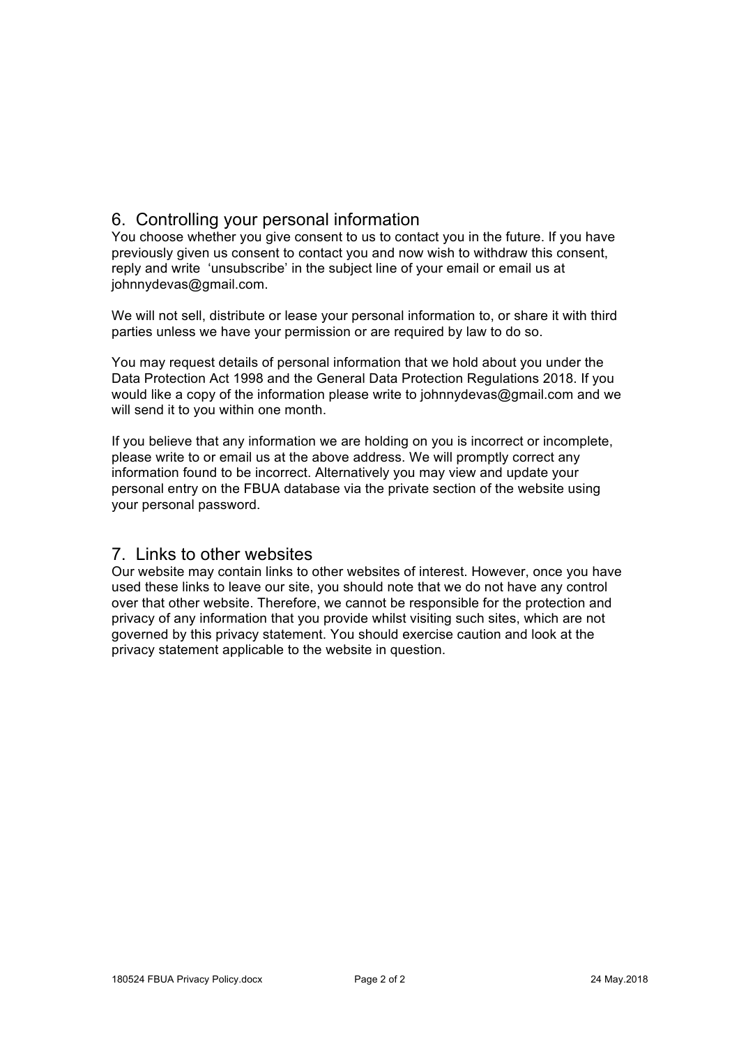## 6. Controlling your personal information

You choose whether you give consent to us to contact you in the future. If you have previously given us consent to contact you and now wish to withdraw this consent, reply and write 'unsubscribe' in the subject line of your email or email us at johnnydevas@gmail.com.

We will not sell, distribute or lease your personal information to, or share it with third parties unless we have your permission or are required by law to do so.

You may request details of personal information that we hold about you under the Data Protection Act 1998 and the General Data Protection Regulations 2018. If you would like a copy of the information please write to johnnydevas@gmail.com and we will send it to you within one month.

If you believe that any information we are holding on you is incorrect or incomplete, please write to or email us at the above address. We will promptly correct any information found to be incorrect. Alternatively you may view and update your personal entry on the FBUA database via the private section of the website using your personal password.

## 7. Links to other websites

Our website may contain links to other websites of interest. However, once you have used these links to leave our site, you should note that we do not have any control over that other website. Therefore, we cannot be responsible for the protection and privacy of any information that you provide whilst visiting such sites, which are not governed by this privacy statement. You should exercise caution and look at the privacy statement applicable to the website in question.